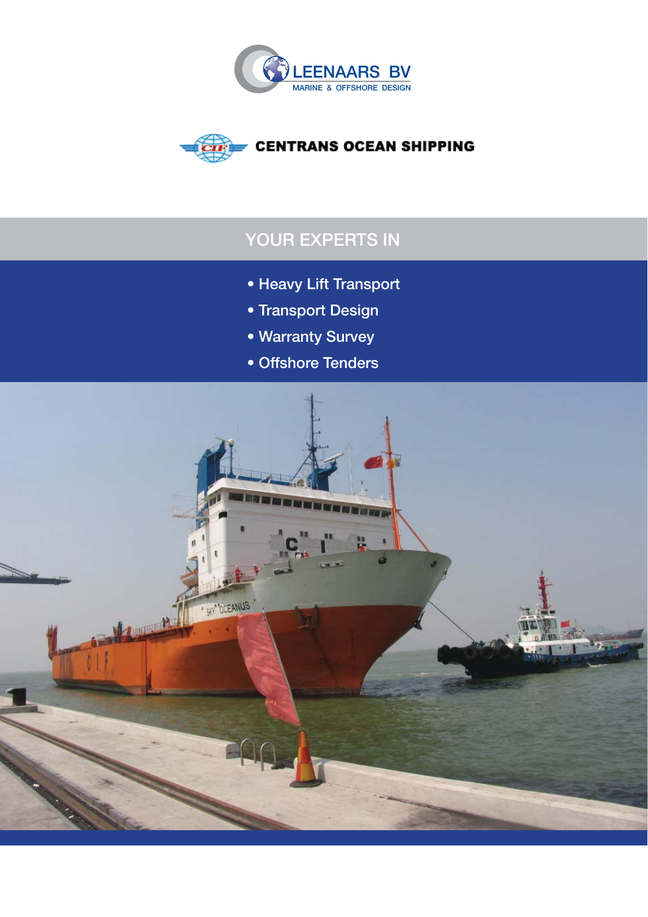LEENAARS BV

MARINE & OFFSHORE DESIGN

CENTRANS OCEAN SHIPPING

## YOUR EXPERTS IN

- Heavy Lift Transport
- Transport Design
- Warranty Survey
- Offshore Tenders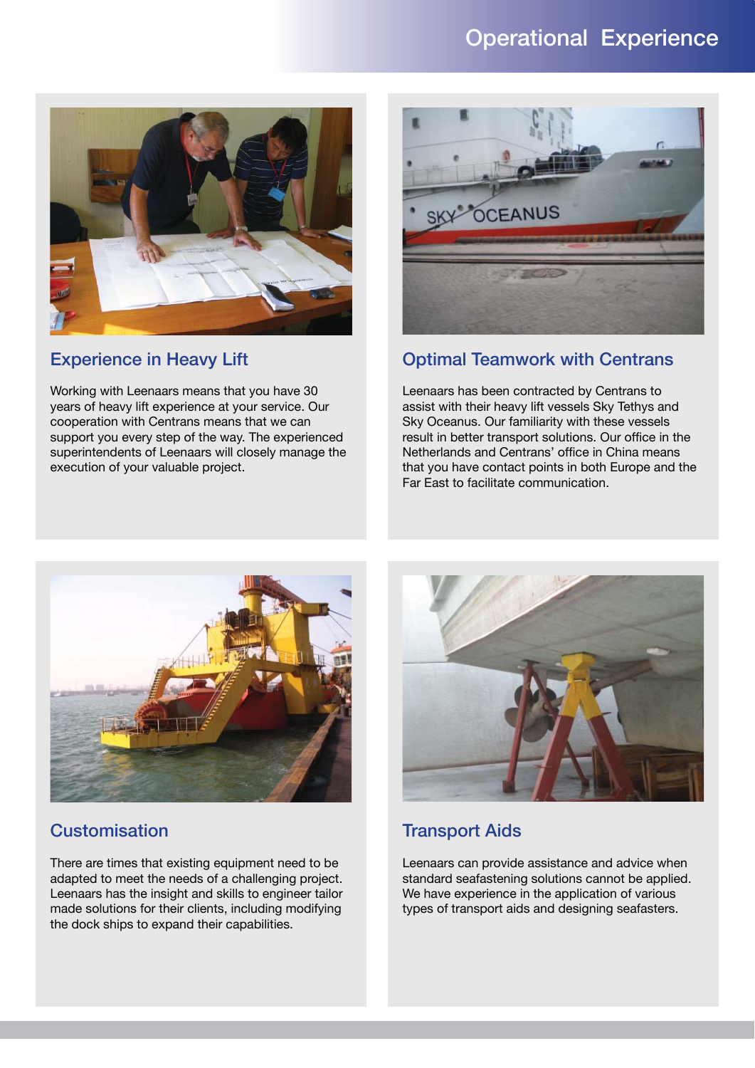# Operational Experience

## Experience in Heavy Lift

Working with Leenaars means that you have 30 years of heavy lift experience at your service. Our cooperation with Centrans means that we can support you every step of the way. The experienced superintendents of Leenaars will closely manage the execution of your valuable project.

## Optimal Teamwork with Centrans

Leenaars has been contracted by Centrans to assist with their heavy lift vessels Sky Tethys and Sky Oceanus. Our familiarity with these vessels result in better transport solutions. Our office in the Netherlands and Centrans' office in China means that you have contact points in both Europe and the Far East to facilitate communication.

## Customisation

There are times that existing equipment need to be adapted to meet the needs of a challenging project. Leenaars has the insight and skills to engineer tailor made solutions for their clients, including modifying the dock ships to expand their capabilities.

## Transport Aids

Leenaars can provide assistance and advice when standard seafastening solutions cannot be applied. We have experience in the application of various types of transport aids and designing seafasters.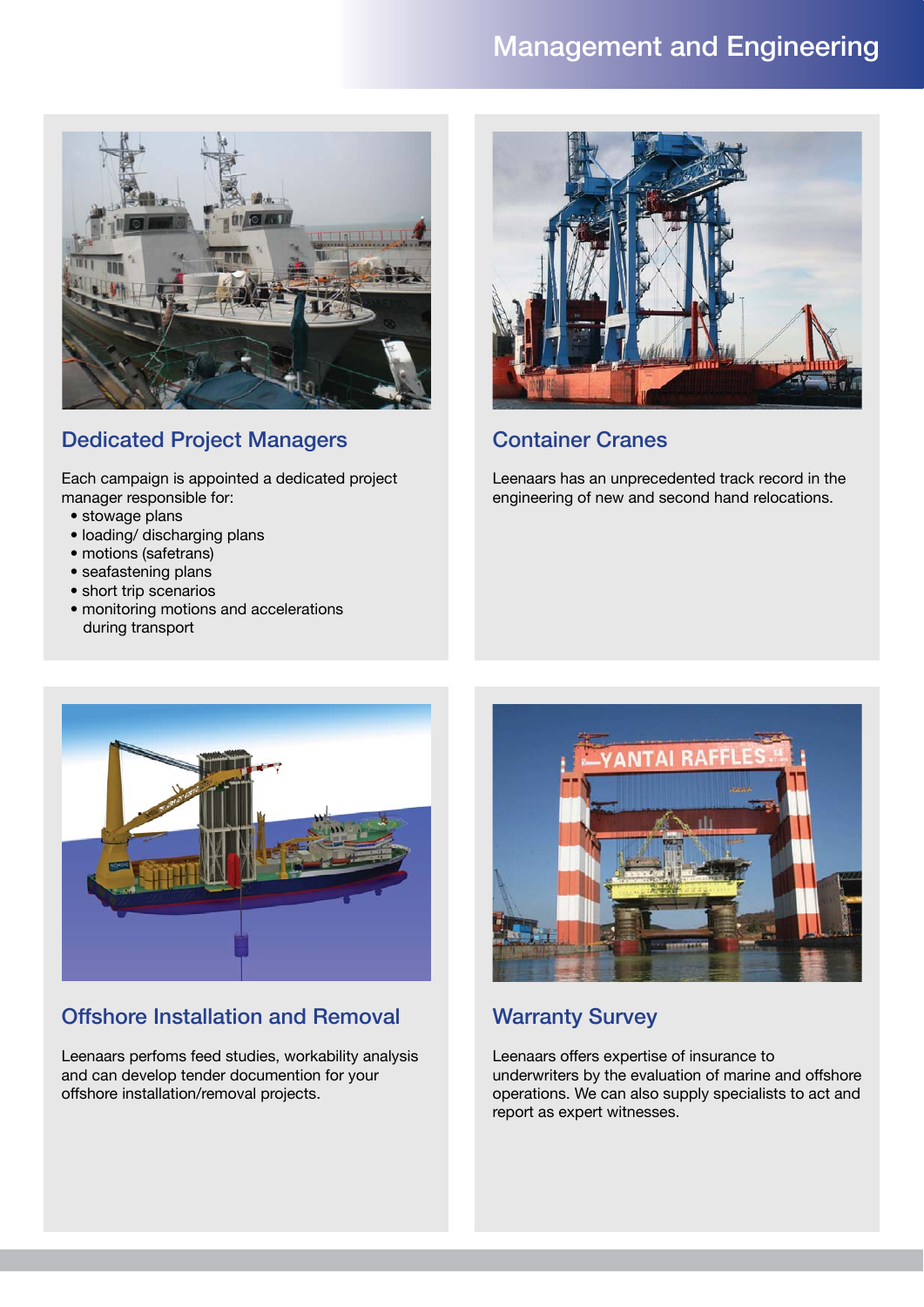# Management and Engineering

## Dedicated Project Managers

Each campaign is appointed a dedicated project manager responsible for:

- stowage plans
- loading/ discharging plans
- motions (safetrans)
- seafastening plans
- short trip scenarios
- monitoring motions and accelerations during transport

## Container Cranes

Leenaars has an unprecedented track record in the engineering of new and second hand relocations.

## Offshore Installation and Removal

Leenaars perfoms feed studies, workability analysis and can develop tender documentation for your offshore installation/removal projects.

## Warranty Survey

Leenaars offers expertise of insurance to underwriters by the evaluation of marine and offshore operations. We can also supply specialists to act and report as expert witnesses.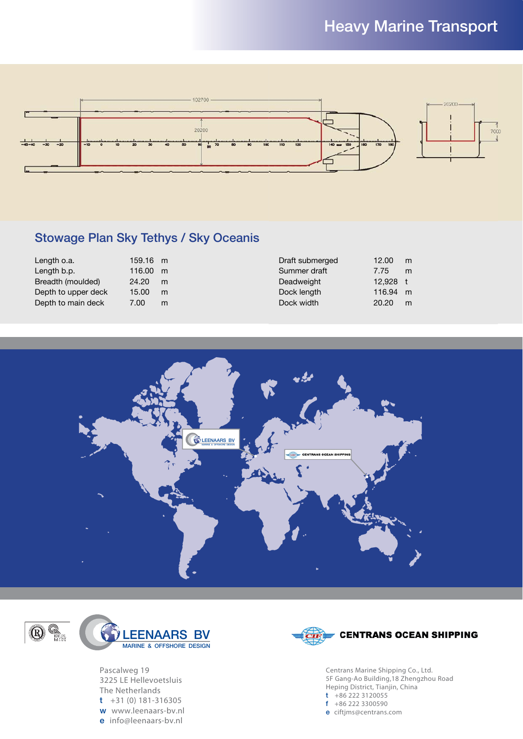# Heavy Marine Transport

102700

20200

7000

## Stowage Plan Sky Tethys / Sky Oceanis

| | | | | | |
|---|---|---|---|---|---|
| Length o.a. | 159.16 | m | Draft submerged | 12.00 | m |
| Length b.p. | 116.00 | m | Summer draft | 7.75 | m |
| Breadth (moulded) | 24.20 | m | Deadweight | 12,928 | t |
| Depth to upper deck | 15.00 | m | Dock length | 116.94 | m |
| Depth to main deck | 7.00 | m | Dock width | 20.20 | m |

LEENAARS BV
MARINE & OFFSHORE DESIGN

CENTRANS OCEAN SHIPPING

**LEENAARS BV**
MARINE & OFFSHORE DESIGN

Pascalweg 19
3225 LE Hellevoetsluis
The Netherlands
t +31 (0) 181-316305
w www.leenaars-bv.nl
e info@leenaars-bv.nl

**CENTRANS OCEAN SHIPPING**

Centrans Marine Shipping Co., Ltd.
5F Gang-Ao Building,18 Zhengzhou Road
Heping District, Tianjin, China
t +86 222 3120055
f +86 222 3300590
e ciftjms@centrans.com